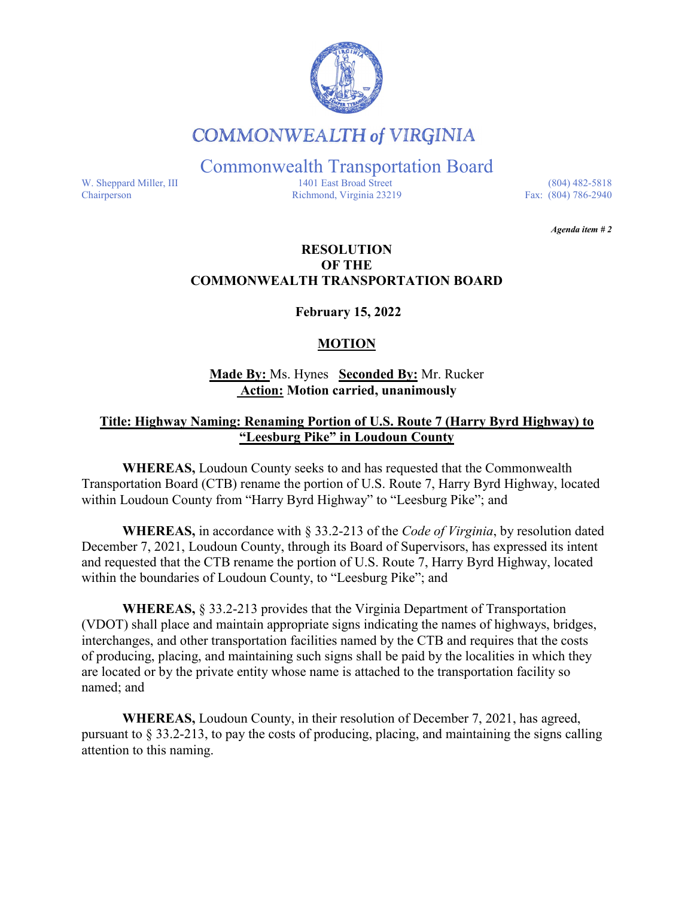# COMMONWEALTH of VIRGINIA

## Commonwealth Transportation Board

W. Sheppard Miller, III
Chairperson

1401 East Broad Street
Richmond, Virginia 23219

(804) 482-5818
Fax: (804) 786-2940

***Agenda item # 2***

**RESOLUTION**
**OF THE**
**COMMONWEALTH TRANSPORTATION BOARD**

**February 15, 2022**

**MOTION**

**Made By:** Ms. Hynes **Seconded By:** Mr. Rucker
**Action: Motion carried, unanimously**

**Title: Highway Naming: Renaming Portion of U.S. Route 7 (Harry Byrd Highway) to "Leesburg Pike" in Loudoun County**

**WHEREAS,** Loudoun County seeks to and has requested that the Commonwealth Transportation Board (CTB) rename the portion of U.S. Route 7, Harry Byrd Highway, located within Loudoun County from "Harry Byrd Highway" to "Leesburg Pike"; and

**WHEREAS,** in accordance with § 33.2-213 of the *Code of Virginia*, by resolution dated December 7, 2021, Loudoun County, through its Board of Supervisors, has expressed its intent and requested that the CTB rename the portion of U.S. Route 7, Harry Byrd Highway, located within the boundaries of Loudoun County, to "Leesburg Pike"; and

**WHEREAS,** § 33.2-213 provides that the Virginia Department of Transportation (VDOT) shall place and maintain appropriate signs indicating the names of highways, bridges, interchanges, and other transportation facilities named by the CTB and requires that the costs of producing, placing, and maintaining such signs shall be paid by the localities in which they are located or by the private entity whose name is attached to the transportation facility so named; and

**WHEREAS,** Loudoun County, in their resolution of December 7, 2021, has agreed, pursuant to § 33.2-213, to pay the costs of producing, placing, and maintaining the signs calling attention to this naming.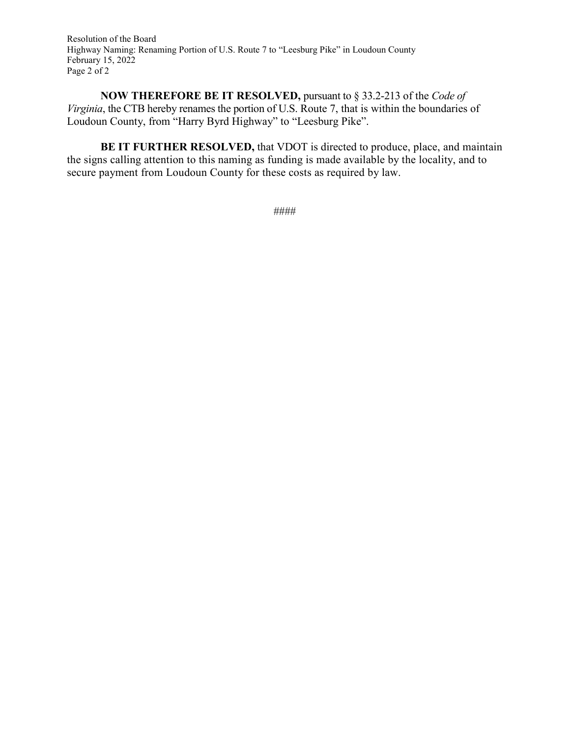**NOW THEREFORE BE IT RESOLVED,** pursuant to § 33.2-213 of the *Code of Virginia*, the CTB hereby renames the portion of U.S. Route 7, that is within the boundaries of Loudoun County, from "Harry Byrd Highway" to "Leesburg Pike".

**BE IT FURTHER RESOLVED,** that VDOT is directed to produce, place, and maintain the signs calling attention to this naming as funding is made available by the locality, and to secure payment from Loudoun County for these costs as required by law.

####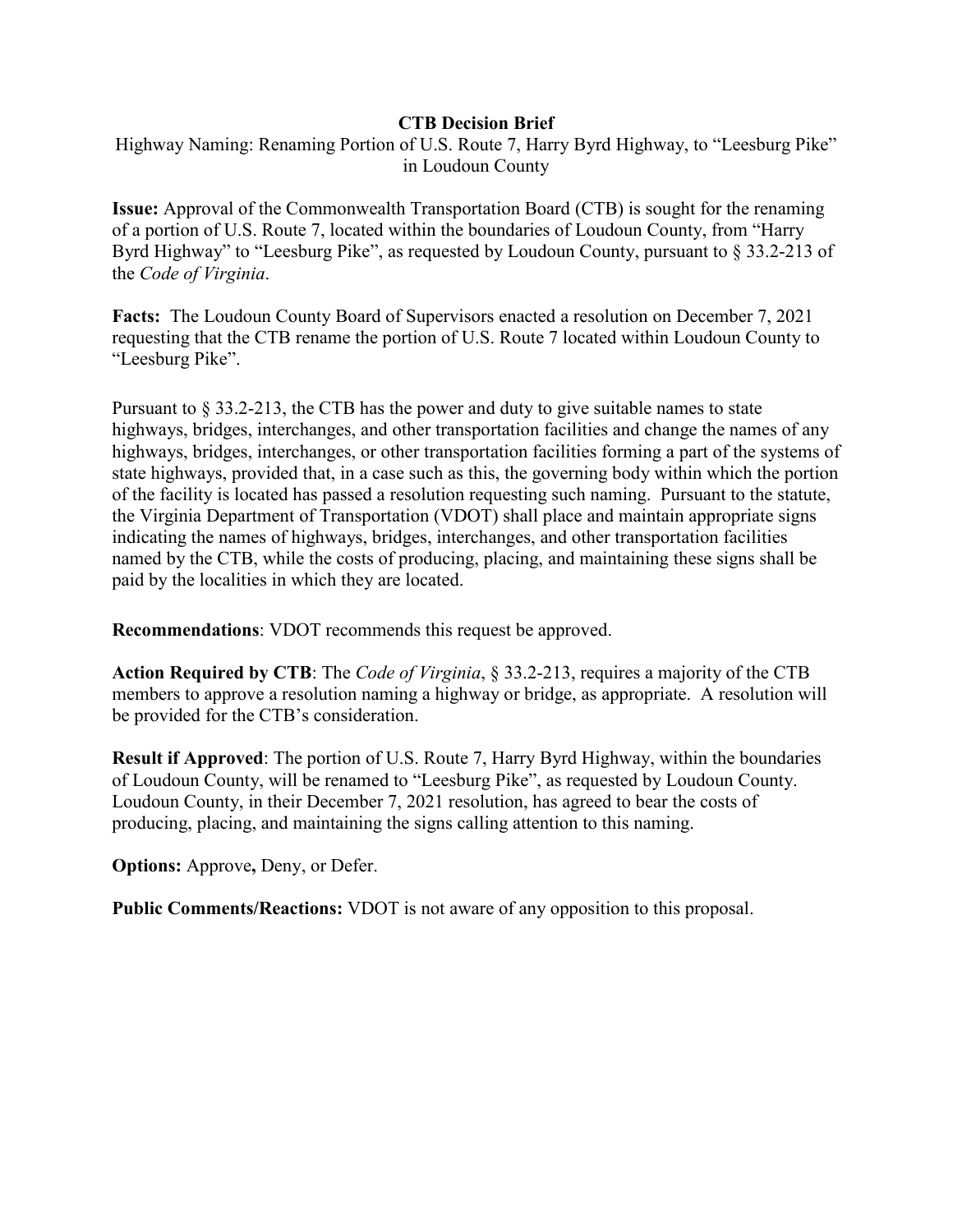**CTB Decision Brief**

Highway Naming: Renaming Portion of U.S. Route 7, Harry Byrd Highway, to "Leesburg Pike" in Loudoun County

**Issue:** Approval of the Commonwealth Transportation Board (CTB) is sought for the renaming of a portion of U.S. Route 7, located within the boundaries of Loudoun County, from "Harry Byrd Highway" to "Leesburg Pike", as requested by Loudoun County, pursuant to § 33.2-213 of the *Code of Virginia*.

**Facts:** The Loudoun County Board of Supervisors enacted a resolution on December 7, 2021 requesting that the CTB rename the portion of U.S. Route 7 located within Loudoun County to "Leesburg Pike".

Pursuant to § 33.2-213, the CTB has the power and duty to give suitable names to state highways, bridges, interchanges, and other transportation facilities and change the names of any highways, bridges, interchanges, or other transportation facilities forming a part of the systems of state highways, provided that, in a case such as this, the governing body within which the portion of the facility is located has passed a resolution requesting such naming. Pursuant to the statute, the Virginia Department of Transportation (VDOT) shall place and maintain appropriate signs indicating the names of highways, bridges, interchanges, and other transportation facilities named by the CTB, while the costs of producing, placing, and maintaining these signs shall be paid by the localities in which they are located.

**Recommendations**: VDOT recommends this request be approved.

**Action Required by CTB**: The *Code of Virginia*, § 33.2-213, requires a majority of the CTB members to approve a resolution naming a highway or bridge, as appropriate. A resolution will be provided for the CTB's consideration.

**Result if Approved**: The portion of U.S. Route 7, Harry Byrd Highway, within the boundaries of Loudoun County, will be renamed to "Leesburg Pike", as requested by Loudoun County. Loudoun County, in their December 7, 2021 resolution, has agreed to bear the costs of producing, placing, and maintaining the signs calling attention to this naming.

**Options:** Approve**,** Deny, or Defer.

**Public Comments/Reactions:** VDOT is not aware of any opposition to this proposal.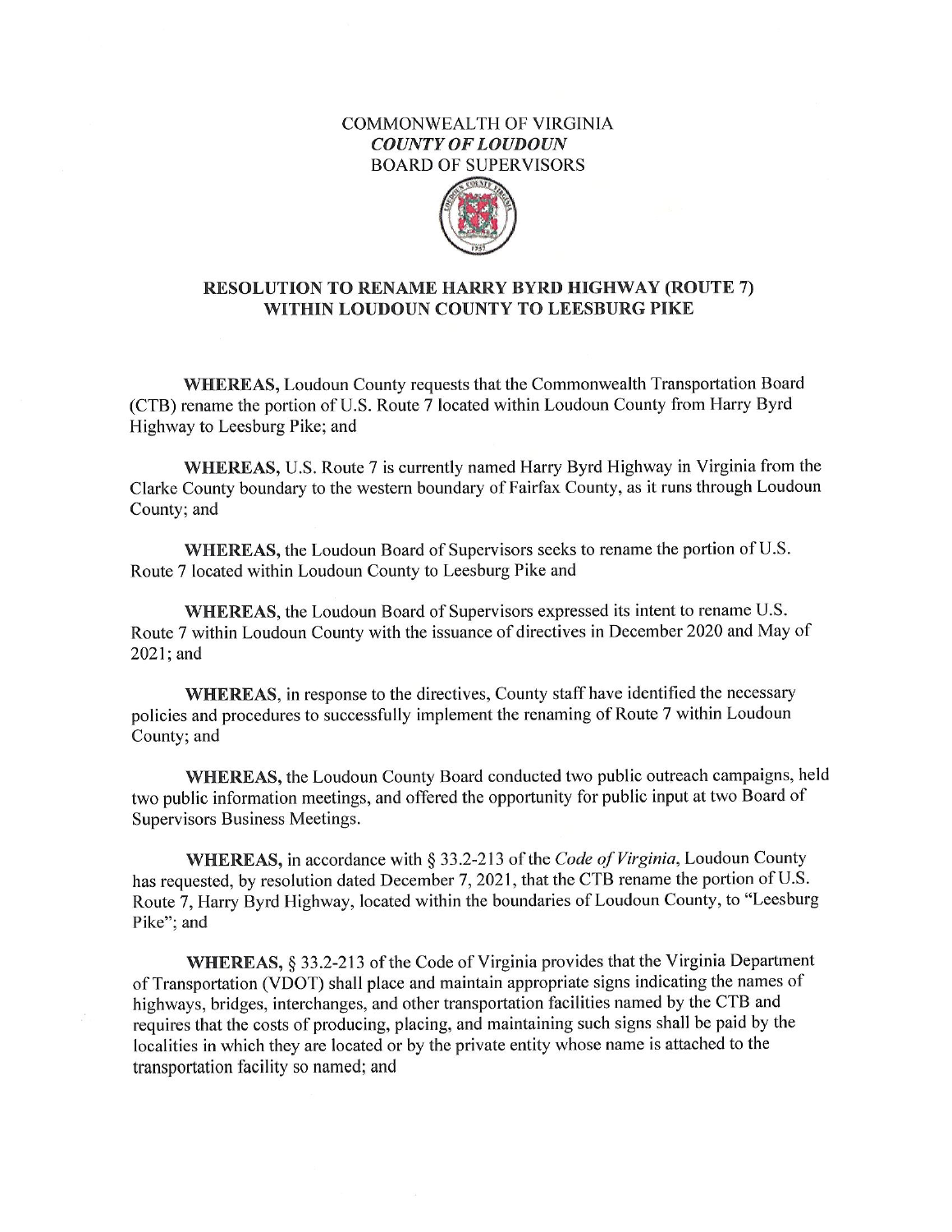COMMONWEALTH OF VIRGINIA
***COUNTY OF LOUDOUN***
BOARD OF SUPERVISORS

**RESOLUTION TO RENAME HARRY BYRD HIGHWAY (ROUTE 7) WITHIN LOUDOUN COUNTY TO LEESBURG PIKE**

**WHEREAS,** Loudoun County requests that the Commonwealth Transportation Board (CTB) rename the portion of U.S. Route 7 located within Loudoun County from Harry Byrd Highway to Leesburg Pike; and

**WHEREAS,** U.S. Route 7 is currently named Harry Byrd Highway in Virginia from the Clarke County boundary to the western boundary of Fairfax County, as it runs through Loudoun County; and

**WHEREAS,** the Loudoun Board of Supervisors seeks to rename the portion of U.S. Route 7 located within Loudoun County to Leesburg Pike and

**WHEREAS,** the Loudoun Board of Supervisors expressed its intent to rename U.S. Route 7 within Loudoun County with the issuance of directives in December 2020 and May of 2021; and

**WHEREAS**, in response to the directives, County staff have identified the necessary policies and procedures to successfully implement the renaming of Route 7 within Loudoun County; and

**WHEREAS,** the Loudoun County Board conducted two public outreach campaigns, held two public information meetings, and offered the opportunity for public input at two Board of Supervisors Business Meetings.

**WHEREAS,** in accordance with § 33.2-213 of the *Code of Virginia*, Loudoun County has requested, by resolution dated December 7, 2021, that the CTB rename the portion of U.S. Route 7, Harry Byrd Highway, located within the boundaries of Loudoun County, to "Leesburg Pike"; and

**WHEREAS,** § 33.2-213 of the Code of Virginia provides that the Virginia Department of Transportation (VDOT) shall place and maintain appropriate signs indicating the names of highways, bridges, interchanges, and other transportation facilities named by the CTB and requires that the costs of producing, placing, and maintaining such signs shall be paid by the localities in which they are located or by the private entity whose name is attached to the transportation facility so named; and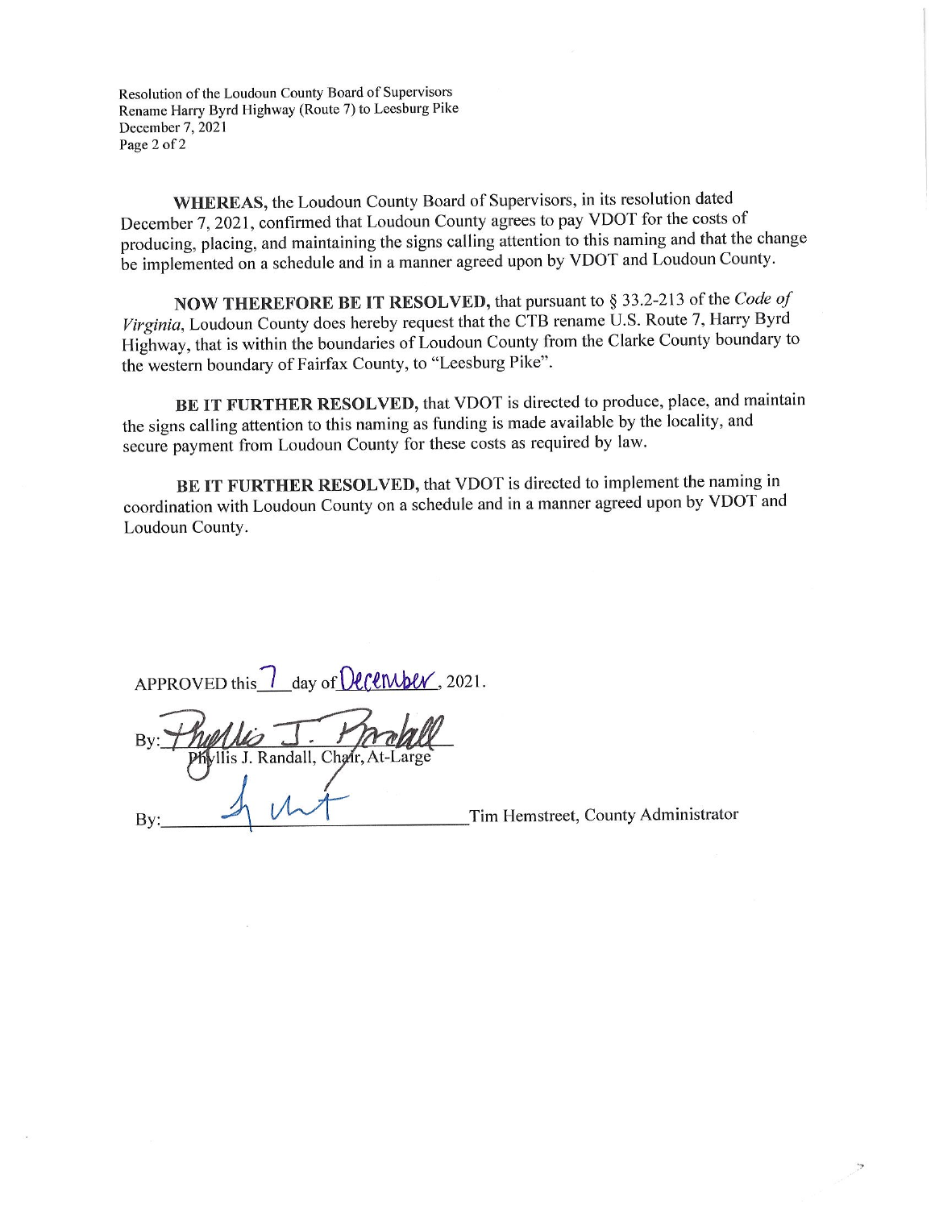Resolution of the Loudoun County Board of Supervisors
Rename Harry Byrd Highway (Route 7) to Leesburg Pike
December 7, 2021

**WHEREAS,** the Loudoun County Board of Supervisors, in its resolution dated December 7, 2021, confirmed that Loudoun County agrees to pay VDOT for the costs of producing, placing, and maintaining the signs calling attention to this naming and that the change be implemented on a schedule and in a manner agreed upon by VDOT and Loudoun County.

**NOW THEREFORE BE IT RESOLVED,** that pursuant to § 33.2-213 of the *Code of Virginia*, Loudoun County does hereby request that the CTB rename U.S. Route 7, Harry Byrd Highway, that is within the boundaries of Loudoun County from the Clarke County boundary to the western boundary of Fairfax County, to "Leesburg Pike".

**BE IT FURTHER RESOLVED,** that VDOT is directed to produce, place, and maintain the signs calling attention to this naming as funding is made available by the locality, and secure payment from Loudoun County for these costs as required by law.

**BE IT FURTHER RESOLVED,** that VDOT is directed to implement the naming in coordination with Loudoun County on a schedule and in a manner agreed upon by VDOT and Loudoun County.

APPROVED this 7 day of December, 2021.

By: Phyllis J. Randall
Phyllis J. Randall, Chair, At-Large

By: Tim Hemstreet, County Administrator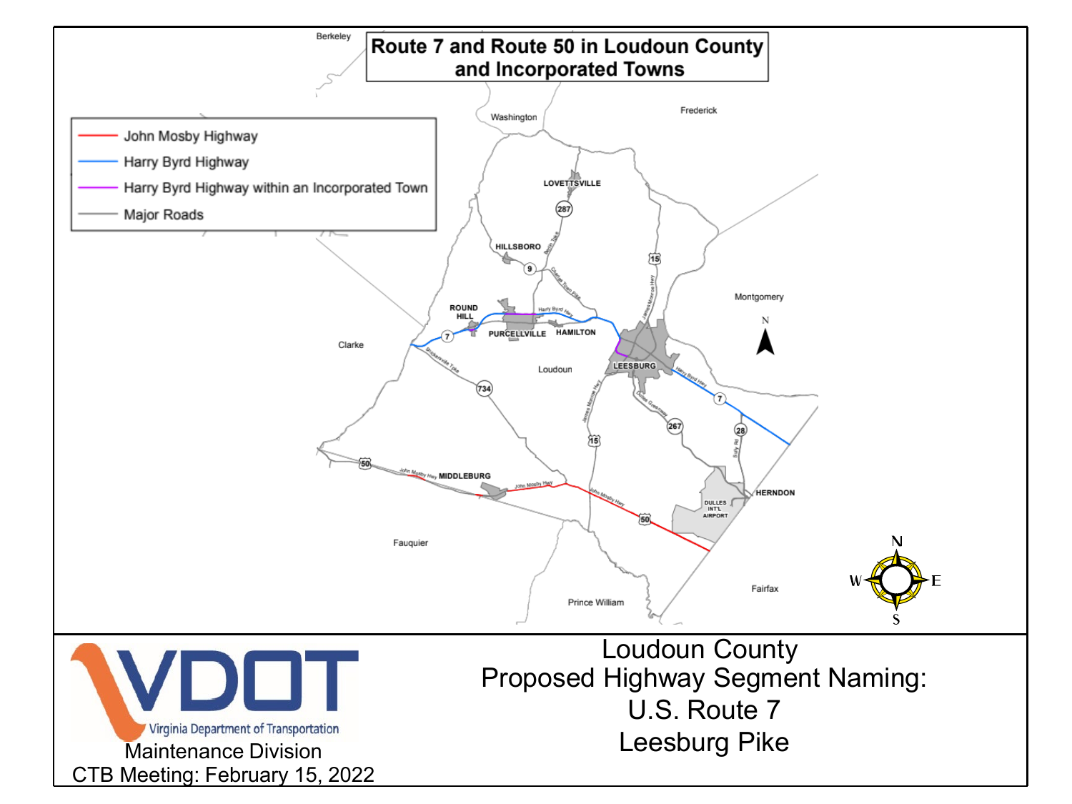# Route 7 and Route 50 in Loudoun County and Incorporated Towns

- John Mosby Highway
- Harry Byrd Highway
- Harry Byrd Highway within an Incorporated Town
- Major Roads

Berkeley
Washington
Frederick
LOVETTSVILLE
287
HILLSBORO
9
15
Montgomery
ROUND HILL
PURCELLVILLE
HAMILTON
Harry Byrd Hwy
7
Clarke
LEESBURG
Loudoun
734
267
28
15
50
MIDDLEBURG
John Mosby Hwy
HERNDON
DULLES INT'L AIRPORT
50
Fauquier
Fairfax
Prince William
N

VDOT
Virginia Department of Transportation
Maintenance Division
CTB Meeting: February 15, 2022

Loudoun County
Proposed Highway Segment Naming:
U.S. Route 7
Leesburg Pike